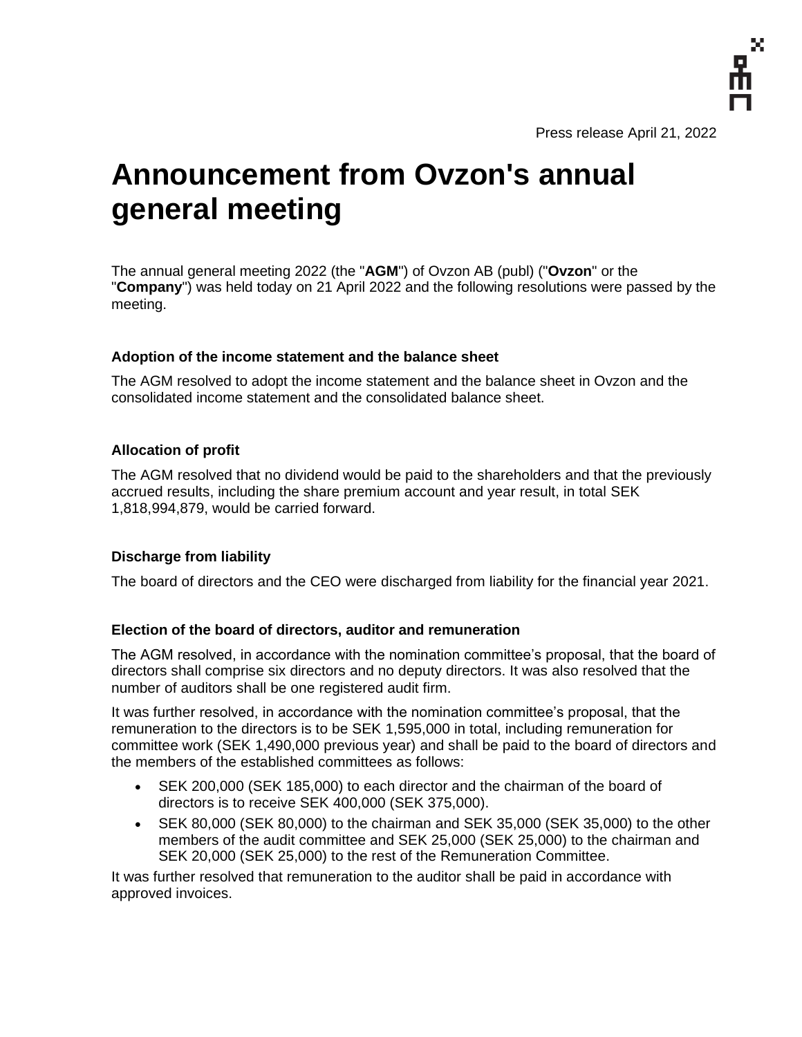Press release April 21, 2022

# Announcement from Ovzon's annual general meeting

The annual general meeting 2022 (the "**AGM**") of Ovzon AB (publ) ("**Ovzon**" or the "**Company**") was held today on 21 April 2022 and the following resolutions were passed by the meeting.

### Adoption of the income statement and the balance sheet

The AGM resolved to adopt the income statement and the balance sheet in Ovzon and the consolidated income statement and the consolidated balance sheet.

### Allocation of profit

The AGM resolved that no dividend would be paid to the shareholders and that the previously accrued results, including the share premium account and year result, in total SEK 1,818,994,879, would be carried forward.

### Discharge from liability

The board of directors and the CEO were discharged from liability for the financial year 2021.

### Election of the board of directors, auditor and remuneration

The AGM resolved, in accordance with the nomination committee's proposal, that the board of directors shall comprise six directors and no deputy directors. It was also resolved that the number of auditors shall be one registered audit firm.

It was further resolved, in accordance with the nomination committee's proposal, that the remuneration to the directors is to be SEK 1,595,000 in total, including remuneration for committee work (SEK 1,490,000 previous year) and shall be paid to the board of directors and the members of the established committees as follows:

- SEK 200,000 (SEK 185,000) to each director and the chairman of the board of directors is to receive SEK 400,000 (SEK 375,000).
- SEK 80,000 (SEK 80,000) to the chairman and SEK 35,000 (SEK 35,000) to the other members of the audit committee and SEK 25,000 (SEK 25,000) to the chairman and SEK 20,000 (SEK 25,000) to the rest of the Remuneration Committee.

It was further resolved that remuneration to the auditor shall be paid in accordance with approved invoices.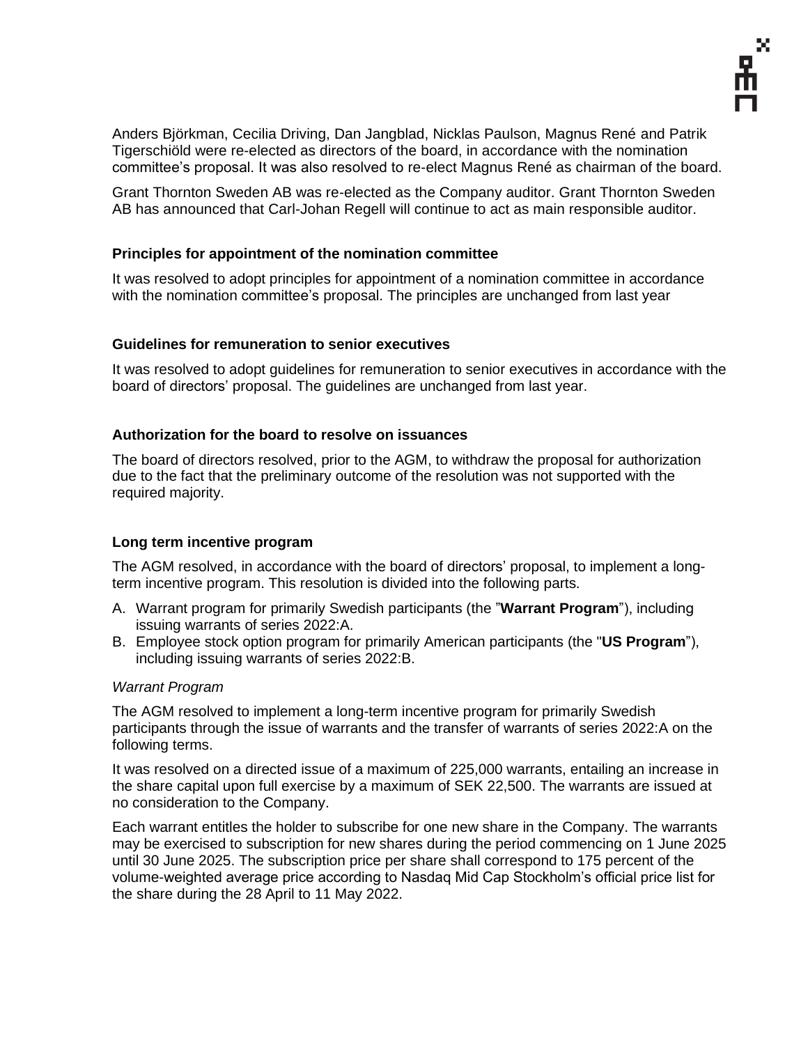Anders Björkman, Cecilia Driving, Dan Jangblad, Nicklas Paulson, Magnus René and Patrik Tigerschiöld were re-elected as directors of the board, in accordance with the nomination committee's proposal. It was also resolved to re-elect Magnus René as chairman of the board.

Grant Thornton Sweden AB was re-elected as the Company auditor. Grant Thornton Sweden AB has announced that Carl-Johan Regell will continue to act as main responsible auditor.

**Principles for appointment of the nomination committee**

It was resolved to adopt principles for appointment of a nomination committee in accordance with the nomination committee's proposal. The principles are unchanged from last year

**Guidelines for remuneration to senior executives**

It was resolved to adopt guidelines for remuneration to senior executives in accordance with the board of directors' proposal. The guidelines are unchanged from last year.

**Authorization for the board to resolve on issuances**

The board of directors resolved, prior to the AGM, to withdraw the proposal for authorization due to the fact that the preliminary outcome of the resolution was not supported with the required majority.

**Long term incentive program**

The AGM resolved, in accordance with the board of directors' proposal, to implement a long-term incentive program. This resolution is divided into the following parts.

A. Warrant program for primarily Swedish participants (the "**Warrant Program**"), including issuing warrants of series 2022:A.
B. Employee stock option program for primarily American participants (the "**US Program**"), including issuing warrants of series 2022:B.

*Warrant Program*

The AGM resolved to implement a long-term incentive program for primarily Swedish participants through the issue of warrants and the transfer of warrants of series 2022:A on the following terms.

It was resolved on a directed issue of a maximum of 225,000 warrants, entailing an increase in the share capital upon full exercise by a maximum of SEK 22,500. The warrants are issued at no consideration to the Company.

Each warrant entitles the holder to subscribe for one new share in the Company. The warrants may be exercised to subscription for new shares during the period commencing on 1 June 2025 until 30 June 2025. The subscription price per share shall correspond to 175 percent of the volume-weighted average price according to Nasdaq Mid Cap Stockholm's official price list for the share during the 28 April to 11 May 2022.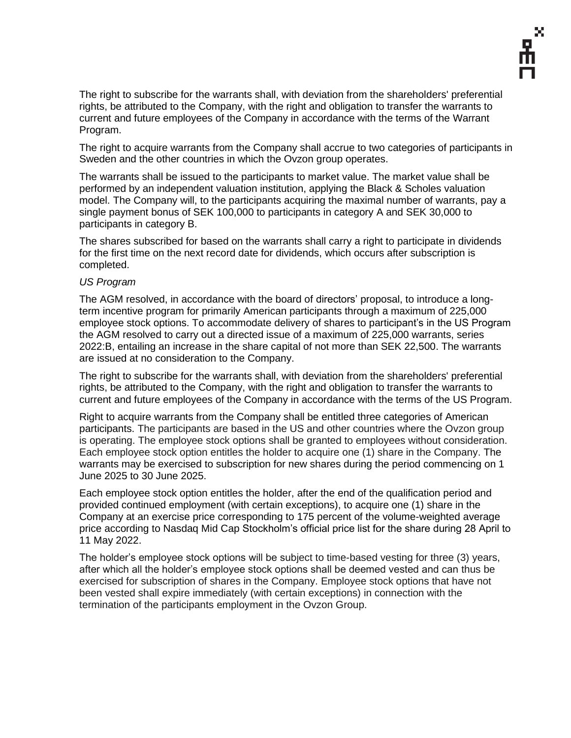The right to subscribe for the warrants shall, with deviation from the shareholders' preferential rights, be attributed to the Company, with the right and obligation to transfer the warrants to current and future employees of the Company in accordance with the terms of the Warrant Program.

The right to acquire warrants from the Company shall accrue to two categories of participants in Sweden and the other countries in which the Ovzon group operates.

The warrants shall be issued to the participants to market value. The market value shall be performed by an independent valuation institution, applying the Black & Scholes valuation model. The Company will, to the participants acquiring the maximal number of warrants, pay a single payment bonus of SEK 100,000 to participants in category A and SEK 30,000 to participants in category B.

The shares subscribed for based on the warrants shall carry a right to participate in dividends for the first time on the next record date for dividends, which occurs after subscription is completed.

*US Program*

The AGM resolved, in accordance with the board of directors' proposal, to introduce a long-term incentive program for primarily American participants through a maximum of 225,000 employee stock options. To accommodate delivery of shares to participant's in the US Program the AGM resolved to carry out a directed issue of a maximum of 225,000 warrants, series 2022:B, entailing an increase in the share capital of not more than SEK 22,500. The warrants are issued at no consideration to the Company.

The right to subscribe for the warrants shall, with deviation from the shareholders' preferential rights, be attributed to the Company, with the right and obligation to transfer the warrants to current and future employees of the Company in accordance with the terms of the US Program.

Right to acquire warrants from the Company shall be entitled three categories of American participants. The participants are based in the US and other countries where the Ovzon group is operating. The employee stock options shall be granted to employees without consideration. Each employee stock option entitles the holder to acquire one (1) share in the Company. The warrants may be exercised to subscription for new shares during the period commencing on 1 June 2025 to 30 June 2025.

Each employee stock option entitles the holder, after the end of the qualification period and provided continued employment (with certain exceptions), to acquire one (1) share in the Company at an exercise price corresponding to 175 percent of the volume-weighted average price according to Nasdaq Mid Cap Stockholm's official price list for the share during 28 April to 11 May 2022.

The holder's employee stock options will be subject to time-based vesting for three (3) years, after which all the holder's employee stock options shall be deemed vested and can thus be exercised for subscription of shares in the Company. Employee stock options that have not been vested shall expire immediately (with certain exceptions) in connection with the termination of the participants employment in the Ovzon Group.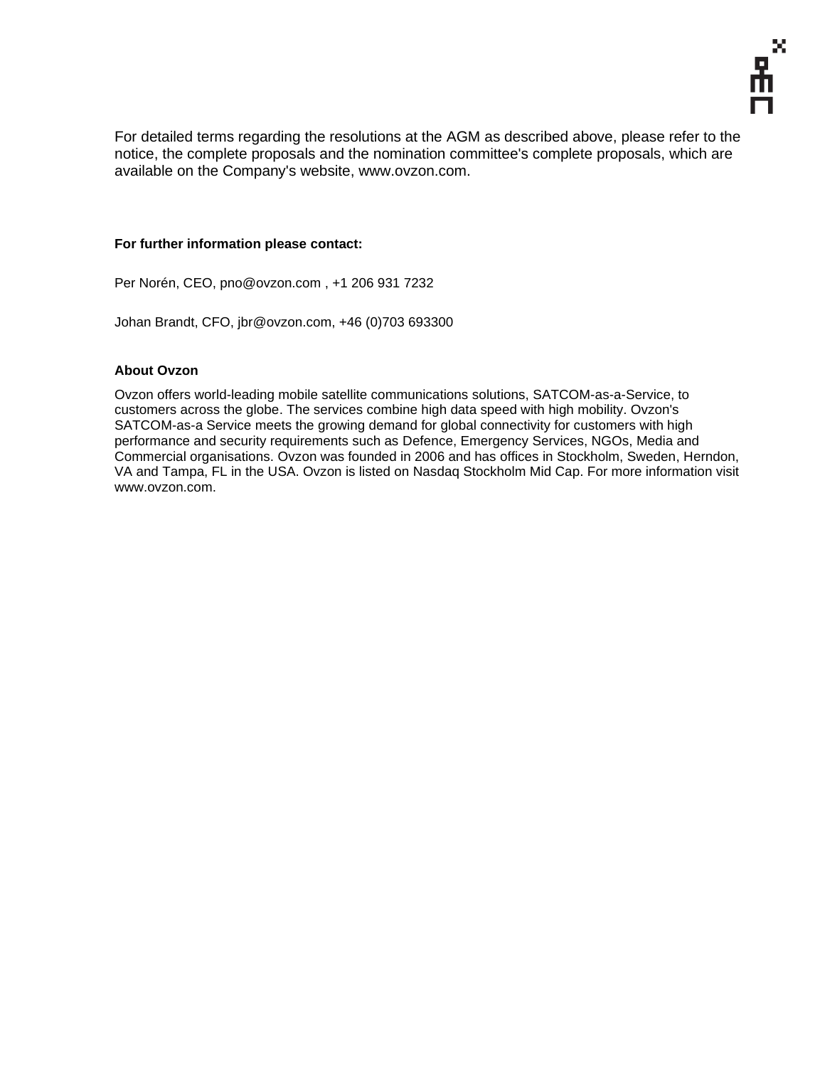For detailed terms regarding the resolutions at the AGM as described above, please refer to the notice, the complete proposals and the nomination committee's complete proposals, which are available on the Company's website, www.ovzon.com.

**For further information please contact:**

Per Norén, CEO, pno@ovzon.com , +1 206 931 7232

Johan Brandt, CFO, jbr@ovzon.com, +46 (0)703 693300

**About Ovzon**

Ovzon offers world-leading mobile satellite communications solutions, SATCOM-as-a-Service, to customers across the globe. The services combine high data speed with high mobility. Ovzon's SATCOM-as-a Service meets the growing demand for global connectivity for customers with high performance and security requirements such as Defence, Emergency Services, NGOs, Media and Commercial organisations. Ovzon was founded in 2006 and has offices in Stockholm, Sweden, Herndon, VA and Tampa, FL in the USA. Ovzon is listed on Nasdaq Stockholm Mid Cap. For more information visit www.ovzon.com.